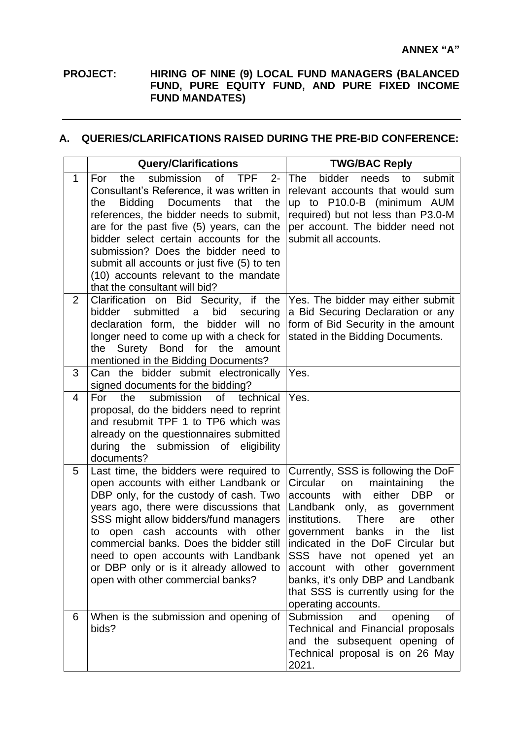**ANNEX "A"**

**PROJECT: HIRING OF NINE (9) LOCAL FUND MANAGERS (BALANCED FUND, PURE EQUITY FUND, AND PURE FIXED INCOME FUND MANDATES)**

## A. QUERIES/CLARIFICATIONS RAISED DURING THE PRE-BID CONFERENCE:

| | Query/Clarifications | TWG/BAC Reply |
|---|---|---|
| 1 | For the submission of TPF 2- Consultant's Reference, it was written in the Bidding Documents that the references, the bidder needs to submit, are for the past five (5) years, can the bidder select certain accounts for the submission? Does the bidder need to submit all accounts or just five (5) to ten (10) accounts relevant to the mandate that the consultant will bid? | The bidder needs to submit relevant accounts that would sum up to P10.0-B (minimum AUM required) but not less than P3.0-M per account. The bidder need not submit all accounts. |
| 2 | Clarification on Bid Security, if the bidder submitted a bid securing declaration form, the bidder will no longer need to come up with a check for the Surety Bond for the amount mentioned in the Bidding Documents? | Yes. The bidder may either submit a Bid Securing Declaration or any form of Bid Security in the amount stated in the Bidding Documents. |
| 3 | Can the bidder submit electronically signed documents for the bidding? | Yes. |
| 4 | For the submission of technical proposal, do the bidders need to reprint and resubmit TPF 1 to TP6 which was already on the questionnaires submitted during the submission of eligibility documents? | Yes. |
| 5 | Last time, the bidders were required to open accounts with either Landbank or DBP only, for the custody of cash. Two years ago, there were discussions that SSS might allow bidders/fund managers to open cash accounts with other commercial banks. Does the bidder still need to open accounts with Landbank or DBP only or is it already allowed to open with other commercial banks? | Currently, SSS is following the DoF Circular on maintaining the accounts with either DBP or Landbank only, as government institutions. There are other government banks in the list indicated in the DoF Circular but SSS have not opened yet an account with other government banks, it's only DBP and Landbank that SSS is currently using for the operating accounts. |
| 6 | When is the submission and opening of bids? | Submission and opening of Technical and Financial proposals and the subsequent opening of Technical proposal is on 26 May 2021. |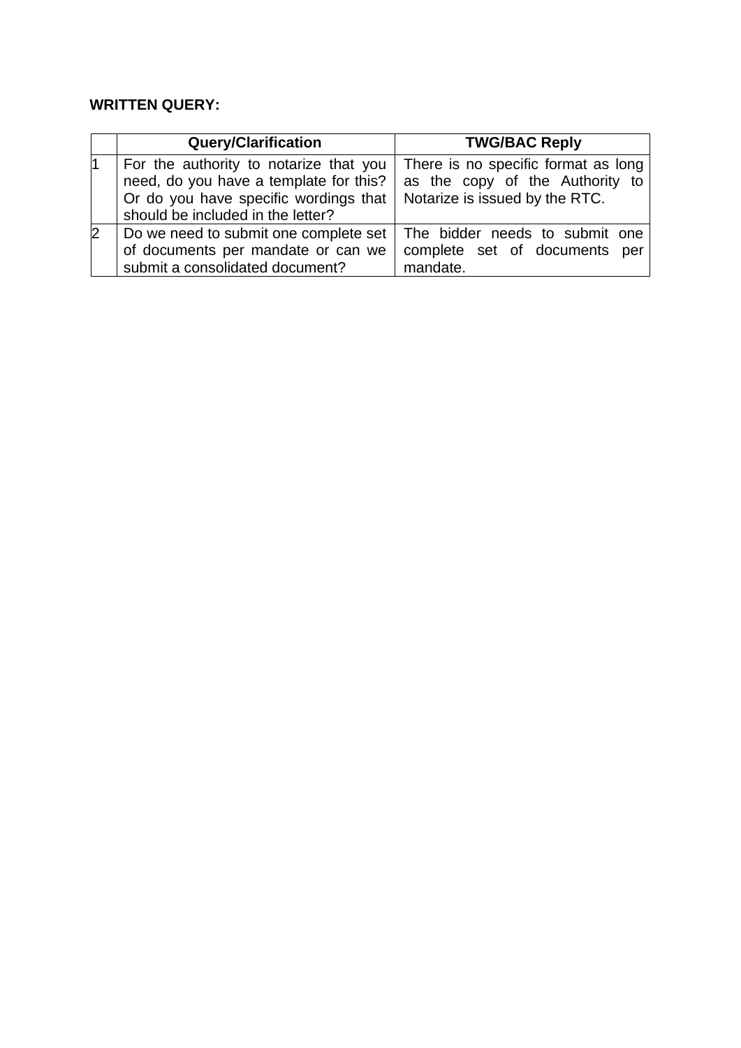**WRITTEN QUERY:**

| | Query/Clarification | TWG/BAC Reply |
|---|---|---|
| 1 | For the authority to notarize that you need, do you have a template for this? Or do you have specific wordings that should be included in the letter? | There is no specific format as long as the copy of the Authority to Notarize is issued by the RTC. |
| 2 | Do we need to submit one complete set of documents per mandate or can we submit a consolidated document? | The bidder needs to submit one complete set of documents per mandate. |